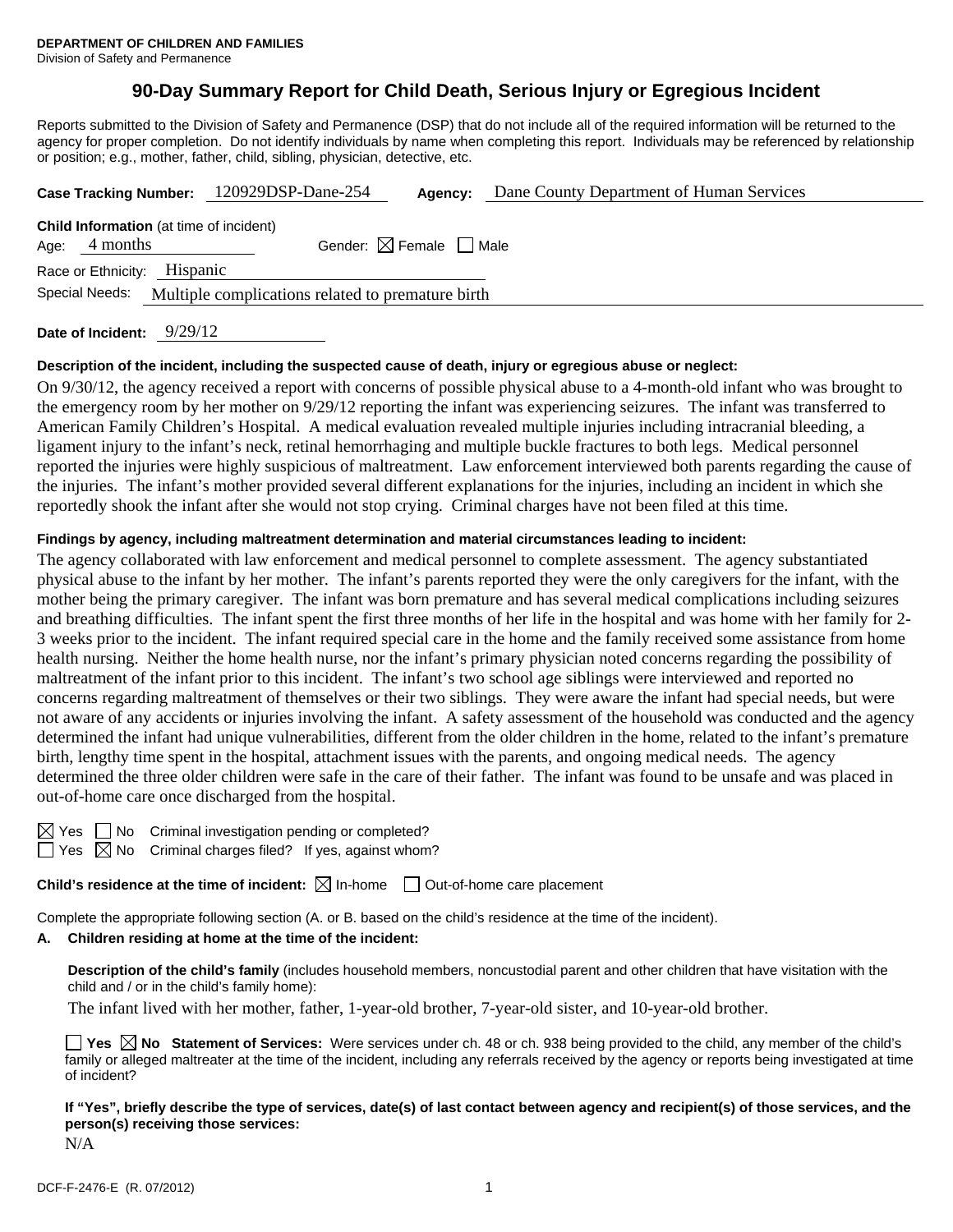**DEPARTMENT OF CHILDREN AND FAMILIES**
Division of Safety and Permanence

# 90-Day Summary Report for Child Death, Serious Injury or Egregious Incident

Reports submitted to the Division of Safety and Permanence (DSP) that do not include all of the required information will be returned to the agency for proper completion. Do not identify individuals by name when completing this report. Individuals may be referenced by relationship or position; e.g., mother, father, child, sibling, physician, detective, etc.

**Case Tracking Number:** 120929DSP-Dane-254 **Agency:** Dane County Department of Human Services

**Child Information** (at time of incident)
Age: 4 months Gender: ☒ Female ☐ Male
Race or Ethnicity: Hispanic
Special Needs: Multiple complications related to premature birth

**Date of Incident:** 9/29/12

**Description of the incident, including the suspected cause of death, injury or egregious abuse or neglect:**

On 9/30/12, the agency received a report with concerns of possible physical abuse to a 4-month-old infant who was brought to the emergency room by her mother on 9/29/12 reporting the infant was experiencing seizures. The infant was transferred to American Family Children's Hospital. A medical evaluation revealed multiple injuries including intracranial bleeding, a ligament injury to the infant's neck, retinal hemorrhaging and multiple buckle fractures to both legs. Medical personnel reported the injuries were highly suspicious of maltreatment. Law enforcement interviewed both parents regarding the cause of the injuries. The infant's mother provided several different explanations for the injuries, including an incident in which she reportedly shook the infant after she would not stop crying. Criminal charges have not been filed at this time.

**Findings by agency, including maltreatment determination and material circumstances leading to incident:**

The agency collaborated with law enforcement and medical personnel to complete assessment. The agency substantiated physical abuse to the infant by her mother. The infant's parents reported they were the only caregivers for the infant, with the mother being the primary caregiver. The infant was born premature and has several medical complications including seizures and breathing difficulties. The infant spent the first three months of her life in the hospital and was home with her family for 2-3 weeks prior to the incident. The infant required special care in the home and the family received some assistance from home health nursing. Neither the home health nurse, nor the infant's primary physician noted concerns regarding the possibility of maltreatment of the infant prior to this incident. The infant's two school age siblings were interviewed and reported no concerns regarding maltreatment of themselves or their two siblings. They were aware the infant had special needs, but were not aware of any accidents or injuries involving the infant. A safety assessment of the household was conducted and the agency determined the infant had unique vulnerabilities, different from the older children in the home, related to the infant's premature birth, lengthy time spent in the hospital, attachment issues with the parents, and ongoing medical needs. The agency determined the three older children were safe in the care of their father. The infant was found to be unsafe and was placed in out-of-home care once discharged from the hospital.

☒ Yes ☐ No Criminal investigation pending or completed?
☐ Yes ☒ No Criminal charges filed? If yes, against whom?

**Child's residence at the time of incident:** ☒ In-home ☐ Out-of-home care placement

Complete the appropriate following section (A. or B. based on the child's residence at the time of the incident).

**A. Children residing at home at the time of the incident:**

**Description of the child's family** (includes household members, noncustodial parent and other children that have visitation with the child and / or in the child's family home):

The infant lived with her mother, father, 1-year-old brother, 7-year-old sister, and 10-year-old brother.

☐ **Yes** ☒ **No Statement of Services:** Were services under ch. 48 or ch. 938 being provided to the child, any member of the child's family or alleged maltreater at the time of the incident, including any referrals received by the agency or reports being investigated at time of incident?

**If "Yes", briefly describe the type of services, date(s) of last contact between agency and recipient(s) of those services, and the person(s) receiving those services:**

N/A

DCF-F-2476-E (R. 07/2012)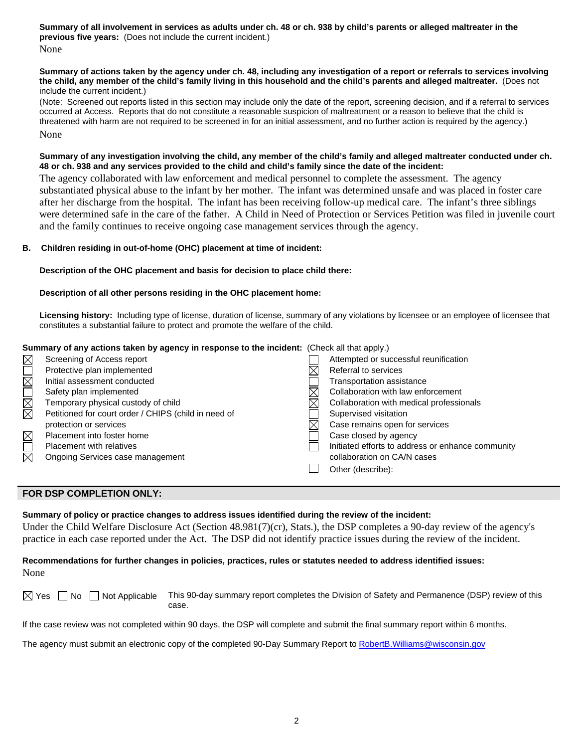**Summary of all involvement in services as adults under ch. 48 or ch. 938 by child's parents or alleged maltreater in the previous five years:** (Does not include the current incident.)

None

**Summary of actions taken by the agency under ch. 48, including any investigation of a report or referrals to services involving the child, any member of the child's family living in this household and the child's parents and alleged maltreater.** (Does not include the current incident.)

(Note: Screened out reports listed in this section may include only the date of the report, screening decision, and if a referral to services occurred at Access. Reports that do not constitute a reasonable suspicion of maltreatment or a reason to believe that the child is threatened with harm are not required to be screened in for an initial assessment, and no further action is required by the agency.)

None

**Summary of any investigation involving the child, any member of the child's family and alleged maltreater conducted under ch. 48 or ch. 938 and any services provided to the child and child's family since the date of the incident:**

The agency collaborated with law enforcement and medical personnel to complete the assessment. The agency substantiated physical abuse to the infant by her mother. The infant was determined unsafe and was placed in foster care after her discharge from the hospital. The infant has been receiving follow-up medical care. The infant's three siblings were determined safe in the care of the father. A Child in Need of Protection or Services Petition was filed in juvenile court and the family continues to receive ongoing case management services through the agency.

**B. Children residing in out-of-home (OHC) placement at time of incident:**

**Description of the OHC placement and basis for decision to place child there:**

**Description of all other persons residing in the OHC placement home:**

**Licensing history:** Including type of license, duration of license, summary of any violations by licensee or an employee of licensee that constitutes a substantial failure to protect and promote the welfare of the child.

**Summary of any actions taken by agency in response to the incident:** (Check all that apply.)

- ☒ Screening of Access report
- ☐ Protective plan implemented
- ☒ Initial assessment conducted
- ☐ Safety plan implemented
- ☒ Temporary physical custody of child
- ☒ Petitioned for court order / CHIPS (child in need of protection or services
- ☒ Placement into foster home
- ☐ Placement with relatives
- ☒ Ongoing Services case management
- ☐ Attempted or successful reunification
- ☒ Referral to services
- ☐ Transportation assistance
- ☒ Collaboration with law enforcement
- ☒ Collaboration with medical professionals
- ☐ Supervised visitation
- ☒ Case remains open for services
- ☐ Case closed by agency
- ☐ Initiated efforts to address or enhance community collaboration on CA/N cases
- ☐ Other (describe):

## FOR DSP COMPLETION ONLY:

**Summary of policy or practice changes to address issues identified during the review of the incident:**

Under the Child Welfare Disclosure Act (Section 48.981(7)(cr), Stats.), the DSP completes a 90-day review of the agency's practice in each case reported under the Act. The DSP did not identify practice issues during the review of the incident.

**Recommendations for further changes in policies, practices, rules or statutes needed to address identified issues:**

None

☒ Yes ☐ No ☐ Not Applicable This 90-day summary report completes the Division of Safety and Permanence (DSP) review of this case.

If the case review was not completed within 90 days, the DSP will complete and submit the final summary report within 6 months.

The agency must submit an electronic copy of the completed 90-Day Summary Report to RobertB.Williams@wisconsin.gov